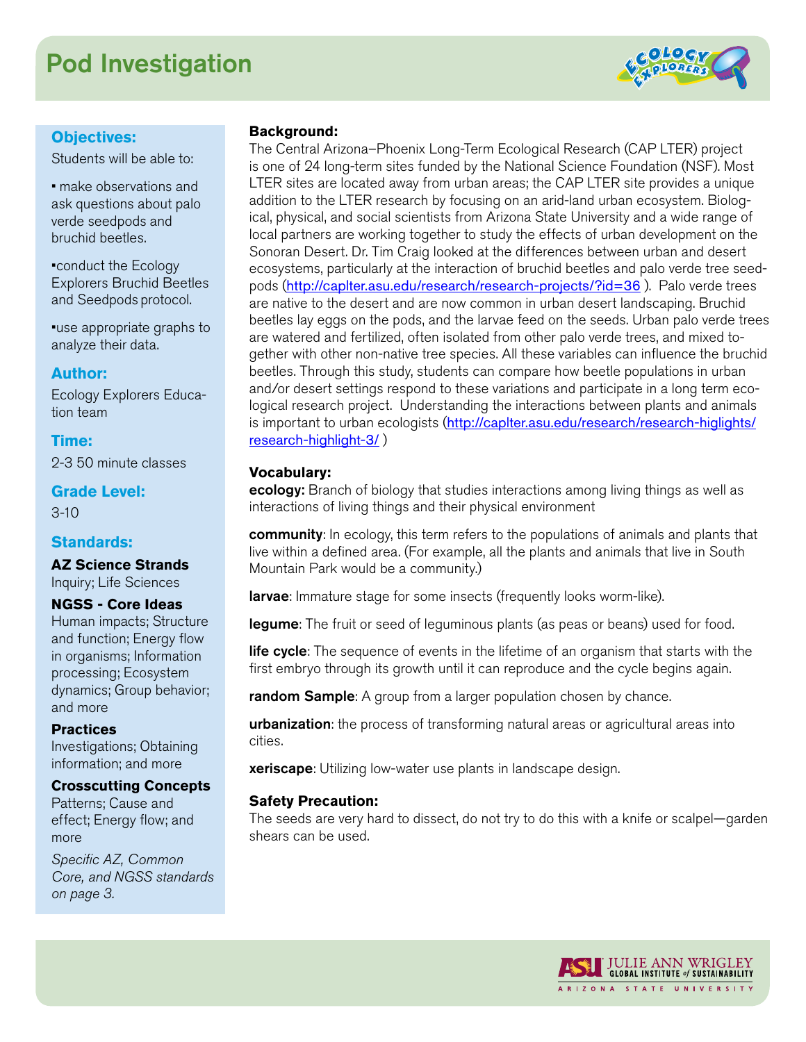# Pod Investigation

## Objectives:

Students will be able to:

- make observations and ask questions about palo verde seedpods and bruchid beetles.
- conduct the Ecology Explorers Bruchid Beetles and Seedpods protocol.
- use appropriate graphs to analyze their data.

## Author:

Ecology Explorers Education team

## Time:

2-3 50 minute classes

## Grade Level:

3-10

## Standards:

**AZ Science Strands**
Inquiry; Life Sciences

**NGSS - Core Ideas**
Human impacts; Structure and function; Energy flow in organisms; Information processing; Ecosystem dynamics; Group behavior; and more

**Practices**
Investigations; Obtaining information; and more

**Crosscutting Concepts**
Patterns; Cause and effect; Energy flow; and more

*Specific AZ, Common Core, and NGSS standards on page 3.*

**Background:**
The Central Arizona–Phoenix Long-Term Ecological Research (CAP LTER) project is one of 24 long-term sites funded by the National Science Foundation (NSF). Most LTER sites are located away from urban areas; the CAP LTER site provides a unique addition to the LTER research by focusing on an arid-land urban ecosystem. Biological, physical, and social scientists from Arizona State University and a wide range of local partners are working together to study the effects of urban development on the Sonoran Desert. Dr. Tim Craig looked at the differences between urban and desert ecosystems, particularly at the interaction of bruchid beetles and palo verde tree seedpods (http://caplter.asu.edu/research/research-projects/?id=36 ). Palo verde trees are native to the desert and are now common in urban desert landscaping. Bruchid beetles lay eggs on the pods, and the larvae feed on the seeds. Urban palo verde trees are watered and fertilized, often isolated from other palo verde trees, and mixed together with other non-native tree species. All these variables can influence the bruchid beetles. Through this study, students can compare how beetle populations in urban and/or desert settings respond to these variations and participate in a long term ecological research project. Understanding the interactions between plants and animals is important to urban ecologists (http://caplter.asu.edu/research/research-higlights/research-highlight-3/ )

**Vocabulary:**

**ecology:** Branch of biology that studies interactions among living things as well as interactions of living things and their physical environment

**community**: In ecology, this term refers to the populations of animals and plants that live within a defined area. (For example, all the plants and animals that live in South Mountain Park would be a community.)

**larvae**: Immature stage for some insects (frequently looks worm-like).

**legume**: The fruit or seed of leguminous plants (as peas or beans) used for food.

**life cycle**: The sequence of events in the lifetime of an organism that starts with the first embryo through its growth until it can reproduce and the cycle begins again.

**random Sample**: A group from a larger population chosen by chance.

**urbanization**: the process of transforming natural areas or agricultural areas into cities.

**xeriscape**: Utilizing low-water use plants in landscape design.

**Safety Precaution:**
The seeds are very hard to dissect, do not try to do this with a knife or scalpel—garden shears can be used.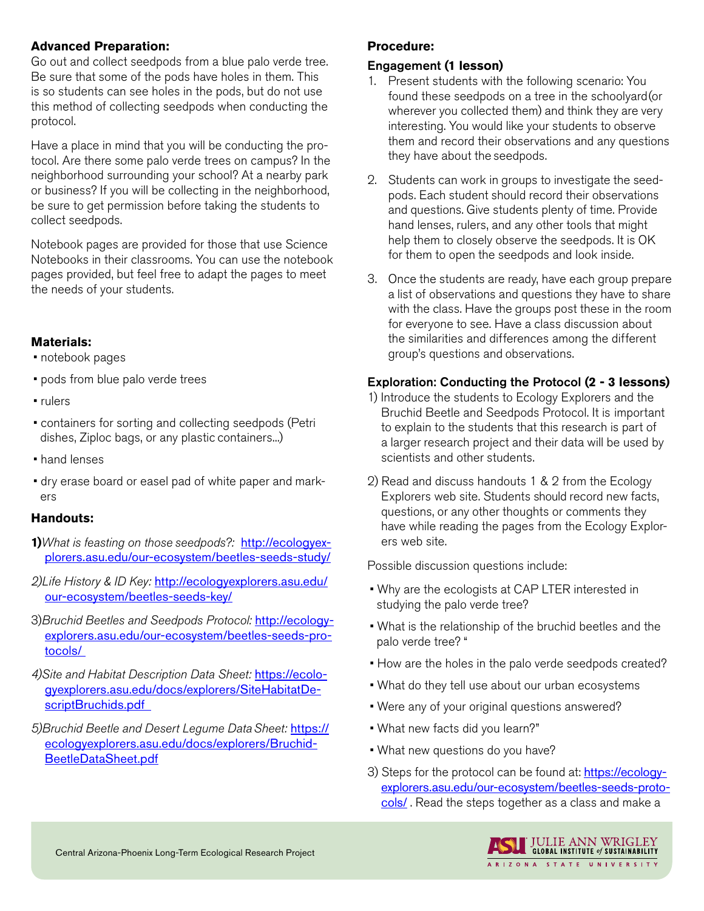**Advanced Preparation:**
Go out and collect seedpods from a blue palo verde tree. Be sure that some of the pods have holes in them. This is so students can see holes in the pods, but do not use this method of collecting seedpods when conducting the protocol.

Have a place in mind that you will be conducting the protocol. Are there some palo verde trees on campus? In the neighborhood surrounding your school? At a nearby park or business? If you will be collecting in the neighborhood, be sure to get permission before taking the students to collect seedpods.

Notebook pages are provided for those that use Science Notebooks in their classrooms. You can use the notebook pages provided, but feel free to adapt the pages to meet the needs of your students.

**Materials:**

- notebook pages
- pods from blue palo verde trees
- rulers
- containers for sorting and collecting seedpods (Petri dishes, Ziploc bags, or any plastic containers...)
- hand lenses
- dry erase board or easel pad of white paper and markers

**Handouts:**

**1)***What is feasting on those seedpods?:* http://ecologyexplorers.asu.edu/our-ecosystem/beetles-seeds-study/

2)*Life History & ID Key:* http://ecologyexplorers.asu.edu/our-ecosystem/beetles-seeds-key/

3)*Bruchid Beetles and Seedpods Protocol:* http://ecologyexplorers.asu.edu/our-ecosystem/beetles-seeds-protocols/

4)*Site and Habitat Description Data Sheet:* https://ecologyexplorers.asu.edu/docs/explorers/SiteHabitatDescriptBruchids.pdf

5)*Bruchid Beetle and Desert Legume Data Sheet:* https://ecologyexplorers.asu.edu/docs/explorers/BruchidBeetleDataSheet.pdf

**Procedure:**

**Engagement (1 lesson)**

1. Present students with the following scenario: You found these seedpods on a tree in the schoolyard(or wherever you collected them) and think they are very interesting. You would like your students to observe them and record their observations and any questions they have about the seedpods.

2. Students can work in groups to investigate the seedpods. Each student should record their observations and questions. Give students plenty of time. Provide hand lenses, rulers, and any other tools that might help them to closely observe the seedpods. It is OK for them to open the seedpods and look inside.

3. Once the students are ready, have each group prepare a list of observations and questions they have to share with the class. Have the groups post these in the room for everyone to see. Have a class discussion about the similarities and differences among the different group's questions and observations.

**Exploration: Conducting the Protocol (2 - 3 lessons)**

1) Introduce the students to Ecology Explorers and the Bruchid Beetle and Seedpods Protocol. It is important to explain to the students that this research is part of a larger research project and their data will be used by scientists and other students.

2) Read and discuss handouts 1 & 2 from the Ecology Explorers web site. Students should record new facts, questions, or any other thoughts or comments they have while reading the pages from the Ecology Explorers web site.

Possible discussion questions include:

- Why are the ecologists at CAP LTER interested in studying the palo verde tree?
- What is the relationship of the bruchid beetles and the palo verde tree? "
- How are the holes in the palo verde seedpods created?
- What do they tell use about our urban ecosystems
- Were any of your original questions answered?
- What new facts did you learn?"
- What new questions do you have?

3) Steps for the protocol can be found at: https://ecology-explorers.asu.edu/our-ecosystem/beetles-seeds-protocols/ . Read the steps together as a class and make a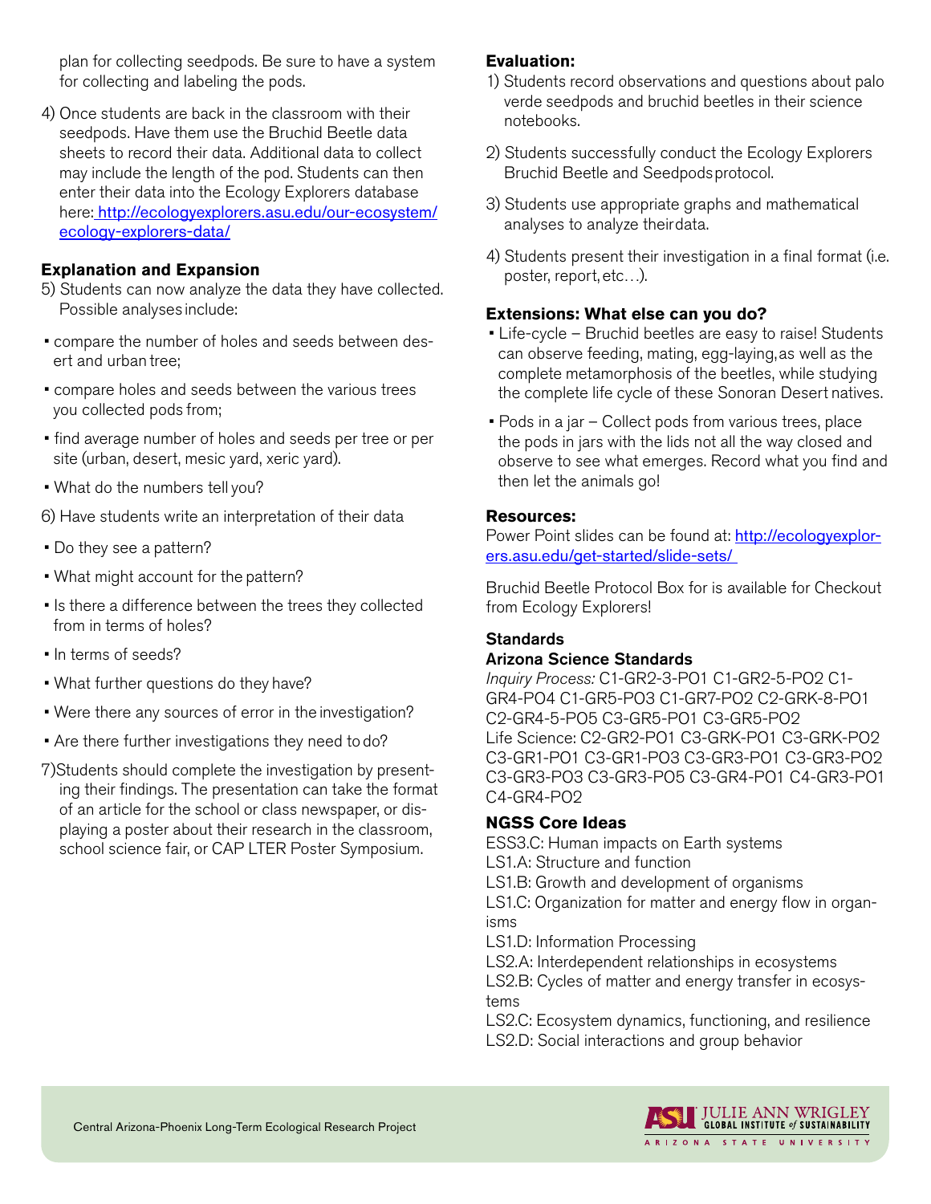plan for collecting seedpods. Be sure to have a system for collecting and labeling the pods.

4) Once students are back in the classroom with their seedpods. Have them use the Bruchid Beetle data sheets to record their data. Additional data to collect may include the length of the pod. Students can then enter their data into the Ecology Explorers database here: [http://ecologyexplorers.asu.edu/our-ecosystem/ecology-explorers-data/](http://ecologyexplorers.asu.edu/our-ecosystem/ecology-explorers-data/)

### Explanation and Expansion

5) Students can now analyze the data they have collected. Possible analyses include:

- compare the number of holes and seeds between desert and urban tree;
- compare holes and seeds between the various trees you collected pods from;
- find average number of holes and seeds per tree or per site (urban, desert, mesic yard, xeric yard).
- What do the numbers tell you?

6) Have students write an interpretation of their data

- Do they see a pattern?
- What might account for the pattern?
- Is there a difference between the trees they collected from in terms of holes?
- In terms of seeds?
- What further questions do they have?
- Were there any sources of error in the investigation?
- Are there further investigations they need to do?

7) Students should complete the investigation by presenting their findings. The presentation can take the format of an article for the school or class newspaper, or displaying a poster about their research in the classroom, school science fair, or CAP LTER Poster Symposium.

### Evaluation:

1) Students record observations and questions about palo verde seedpods and bruchid beetles in their science notebooks.

2) Students successfully conduct the Ecology Explorers Bruchid Beetle and Seedpods protocol.

3) Students use appropriate graphs and mathematical analyses to analyze their data.

4) Students present their investigation in a final format (i.e. poster, report, etc…).

### Extensions: What else can you do?

- Life-cycle – Bruchid beetles are easy to raise! Students can observe feeding, mating, egg-laying, as well as the complete metamorphosis of the beetles, while studying the complete life cycle of these Sonoran Desert natives.
- Pods in a jar – Collect pods from various trees, place the pods in jars with the lids not all the way closed and observe to see what emerges. Record what you find and then let the animals go!

### Resources:

Power Point slides can be found at: [http://ecologyexplorers.asu.edu/get-started/slide-sets/](http://ecologyexplorers.asu.edu/get-started/slide-sets/)

Bruchid Beetle Protocol Box for is available for Checkout from Ecology Explorers!

### Standards

#### Arizona Science Standards

*Inquiry Process:* C1-GR2-3-PO1 C1-GR2-5-PO2 C1-GR4-PO4 C1-GR5-PO3 C1-GR7-PO2 C2-GRK-8-PO1 C2-GR4-5-PO5 C3-GR5-PO1 C3-GR5-PO2
Life Science: C2-GR2-PO1 C3-GRK-PO1 C3-GRK-PO2 C3-GR1-PO1 C3-GR1-PO3 C3-GR3-PO1 C3-GR3-PO2 C3-GR3-PO3 C3-GR3-PO5 C3-GR4-PO1 C4-GR3-PO1 C4-GR4-PO2

#### NGSS Core Ideas

ESS3.C: Human impacts on Earth systems
LS1.A: Structure and function
LS1.B: Growth and development of organisms
LS1.C: Organization for matter and energy flow in organisms
LS1.D: Information Processing
LS2.A: Interdependent relationships in ecosystems
LS2.B: Cycles of matter and energy transfer in ecosystems
LS2.C: Ecosystem dynamics, functioning, and resilience
LS2.D: Social interactions and group behavior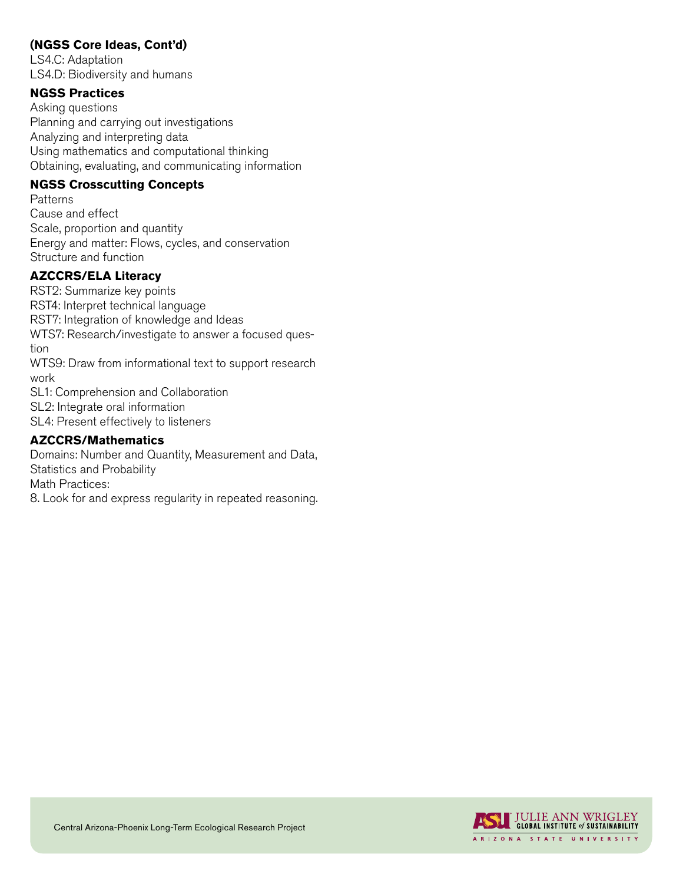**(NGSS Core Ideas, Cont'd)**

LS4.C: Adaptation
LS4.D: Biodiversity and humans

**NGSS Practices**

Asking questions
Planning and carrying out investigations
Analyzing and interpreting data
Using mathematics and computational thinking
Obtaining, evaluating, and communicating information

**NGSS Crosscutting Concepts**

Patterns
Cause and effect
Scale, proportion and quantity
Energy and matter: Flows, cycles, and conservation
Structure and function

**AZCCRS/ELA Literacy**

RST2: Summarize key points
RST4: Interpret technical language
RST7: Integration of knowledge and Ideas
WTS7: Research/investigate to answer a focused question
WTS9: Draw from informational text to support research work
SL1: Comprehension and Collaboration
SL2: Integrate oral information
SL4: Present effectively to listeners

**AZCCRS/Mathematics**

Domains: Number and Quantity, Measurement and Data, Statistics and Probability
Math Practices:
8. Look for and express regularity in repeated reasoning.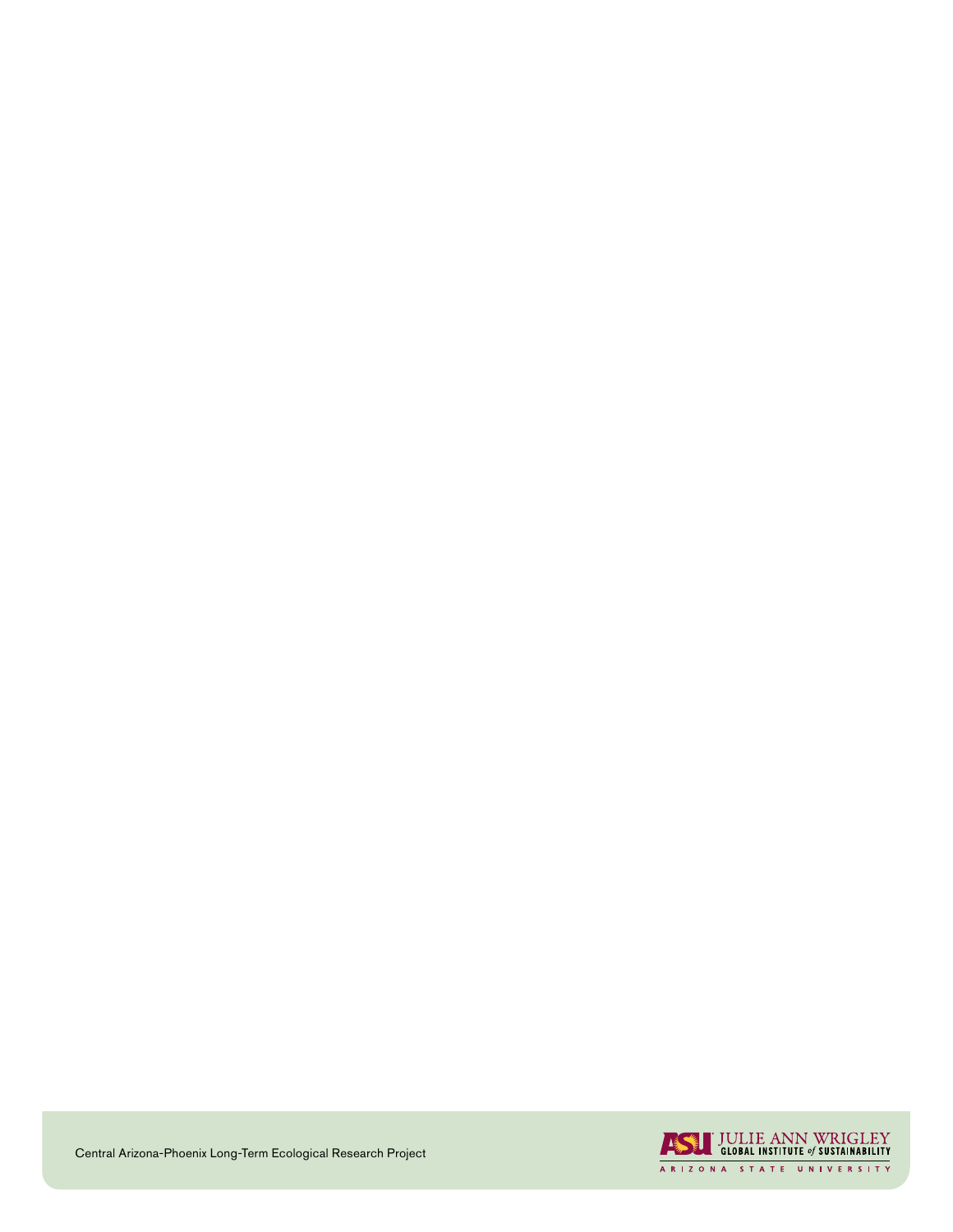Central Arizona-Phoenix Long-Term Ecological Research Project

ASU JULIE ANN WRIGLEY GLOBAL INSTITUTE of SUSTAINABILITY

ARIZONA STATE UNIVERSITY